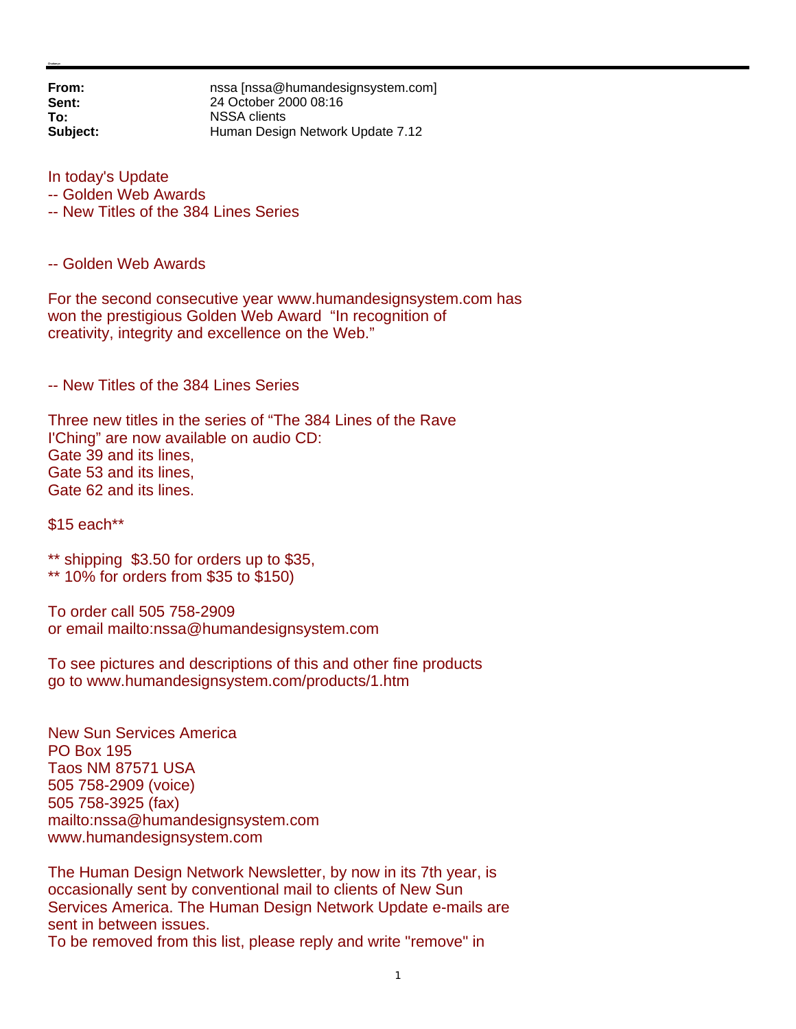**From:** nssa [nssa@humandesignsystem.com]
**Sent:** 24 October 2000 08:16
**To:** NSSA clients
**Subject:** Human Design Network Update 7.12

In today's Update
-- Golden Web Awards
-- New Titles of the 384 Lines Series

-- Golden Web Awards

For the second consecutive year www.humandesignsystem.com has won the prestigious Golden Web Award "In recognition of creativity, integrity and excellence on the Web."

-- New Titles of the 384 Lines Series

Three new titles in the series of "The 384 Lines of the Rave I'Ching" are now available on audio CD:
Gate 39 and its lines,
Gate 53 and its lines,
Gate 62 and its lines.

$15 each**

** shipping $3.50 for orders up to $35,
** 10% for orders from $35 to $150)

To order call 505 758-2909
or email mailto:nssa@humandesignsystem.com

To see pictures and descriptions of this and other fine products go to www.humandesignsystem.com/products/1.htm

New Sun Services America
PO Box 195
Taos NM 87571 USA
505 758-2909 (voice)
505 758-3925 (fax)
mailto:nssa@humandesignsystem.com
www.humandesignsystem.com

The Human Design Network Newsletter, by now in its 7th year, is occasionally sent by conventional mail to clients of New Sun Services America. The Human Design Network Update e-mails are sent in between issues.
To be removed from this list, please reply and write "remove" in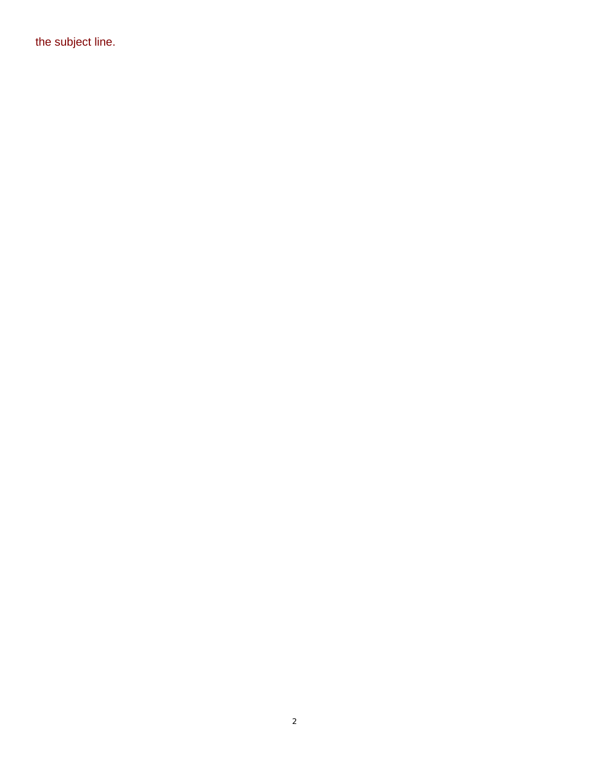the subject line.